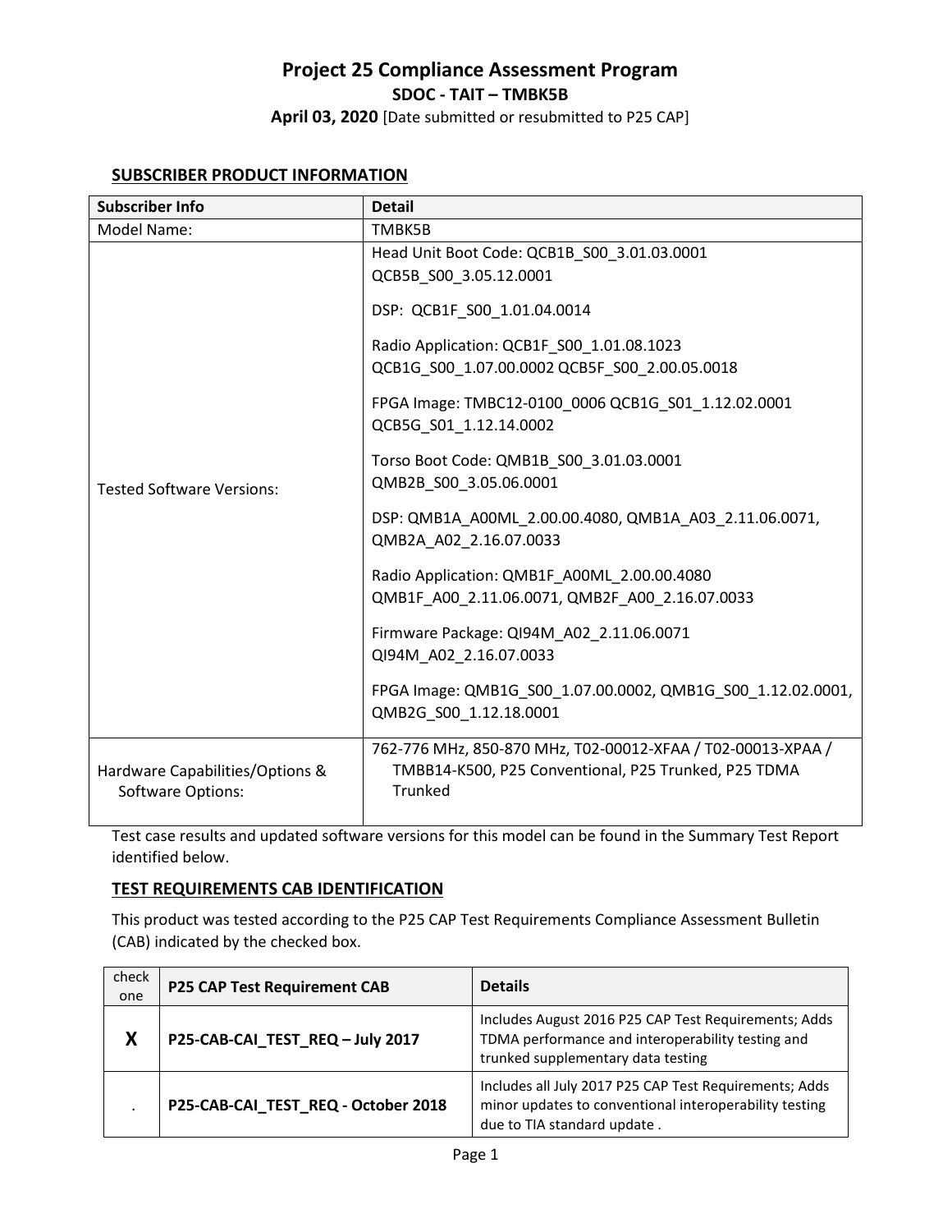# Project 25 Compliance Assessment Program

## SDOC - TAIT – TMBK5B

**April 03, 2020** [Date submitted or resubmitted to P25 CAP]

### SUBSCRIBER PRODUCT INFORMATION

| Subscriber Info | Detail |
|---|---|
| Model Name: | TMBK5B |
| Tested Software Versions: | Head Unit Boot Code: QCB1B_S00_3.01.03.0001 QCB5B_S00_3.05.12.0001<br><br>DSP: QCB1F_S00_1.01.04.0014<br><br>Radio Application: QCB1F_S00_1.01.08.1023 QCB1G_S00_1.07.00.0002 QCB5F_S00_2.00.05.0018<br><br>FPGA Image: TMBC12-0100_0006 QCB1G_S01_1.12.02.0001 QCB5G_S01_1.12.14.0002<br><br>Torso Boot Code: QMB1B_S00_3.01.03.0001 QMB2B_S00_3.05.06.0001<br><br>DSP: QMB1A_A00ML_2.00.00.4080, QMB1A_A03_2.11.06.0071, QMB2A_A02_2.16.07.0033<br><br>Radio Application: QMB1F_A00ML_2.00.00.4080 QMB1F_A00_2.11.06.0071, QMB2F_A00_2.16.07.0033<br><br>Firmware Package: QI94M_A02_2.11.06.0071 QI94M_A02_2.16.07.0033<br><br>FPGA Image: QMB1G_S00_1.07.00.0002, QMB1G_S00_1.12.02.0001, QMB2G_S00_1.12.18.0001 |
| Hardware Capabilities/Options & Software Options: | 762-776 MHz, 850-870 MHz, T02-00012-XFAA / T02-00013-XPAA / TMBB14-K500, P25 Conventional, P25 Trunked, P25 TDMA Trunked |

Test case results and updated software versions for this model can be found in the Summary Test Report identified below.

### TEST REQUIREMENTS CAB IDENTIFICATION

This product was tested according to the P25 CAP Test Requirements Compliance Assessment Bulletin (CAB) indicated by the checked box.

| check one | P25 CAP Test Requirement CAB | Details |
|---|---|---|
| **X** | **P25-CAB-CAI_TEST_REQ – July 2017** | Includes August 2016 P25 CAP Test Requirements; Adds TDMA performance and interoperability testing and trunked supplementary data testing |
| . | **P25-CAB-CAI_TEST_REQ - October 2018** | Includes all July 2017 P25 CAP Test Requirements; Adds minor updates to conventional interoperability testing due to TIA standard update . |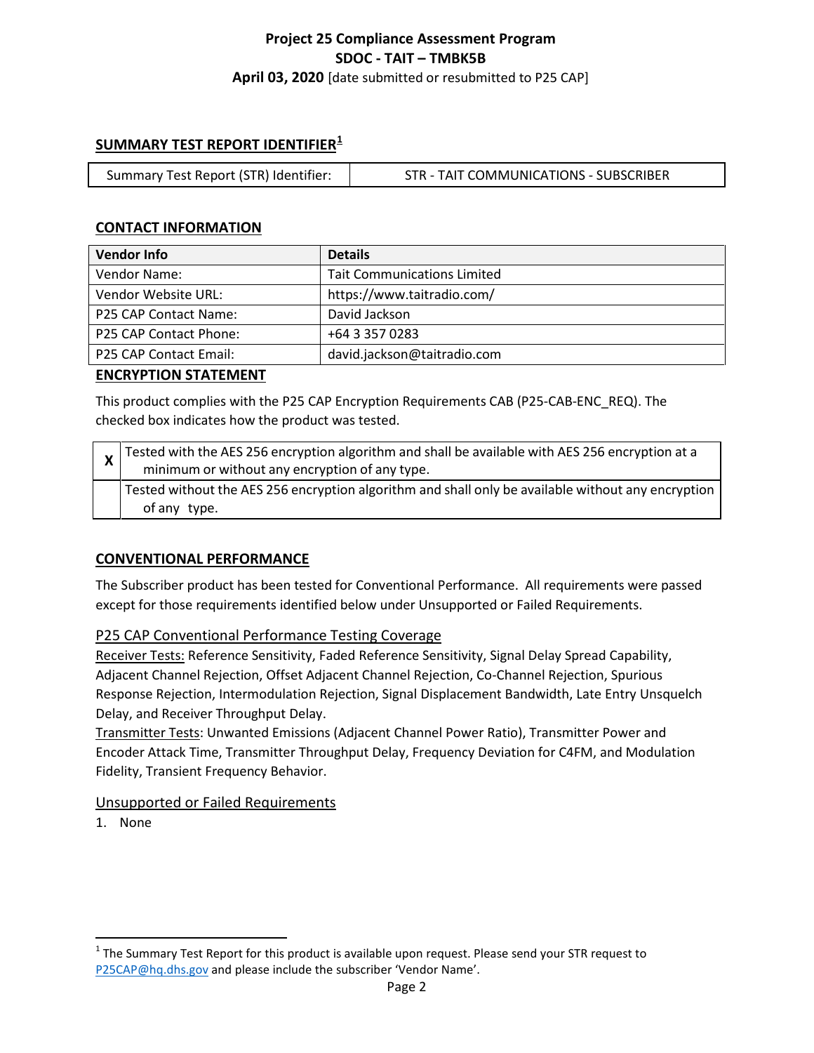**Project 25 Compliance Assessment Program**
**SDOC - TAIT – TMBK5B**
**April 03, 2020** [date submitted or resubmitted to P25 CAP]

## SUMMARY TEST REPORT IDENTIFIER[1]

| Summary Test Report (STR) Identifier: | STR - TAIT COMMUNICATIONS - SUBSCRIBER |
|---|---|

## CONTACT INFORMATION

| Vendor Info | Details |
|---|---|
| Vendor Name: | Tait Communications Limited |
| Vendor Website URL: | https://www.taitradio.com/ |
| P25 CAP Contact Name: | David Jackson |
| P25 CAP Contact Phone: | +64 3 357 0283 |
| P25 CAP Contact Email: | david.jackson@taitradio.com |

## ENCRYPTION STATEMENT

This product complies with the P25 CAP Encryption Requirements CAB (P25-CAB-ENC_REQ). The checked box indicates how the product was tested.

| | |
|---|---|
| X | Tested with the AES 256 encryption algorithm and shall be available with AES 256 encryption at a minimum or without any encryption of any type. |
| | Tested without the AES 256 encryption algorithm and shall only be available without any encryption of any type. |

## CONVENTIONAL PERFORMANCE

The Subscriber product has been tested for Conventional Performance. All requirements were passed except for those requirements identified below under Unsupported or Failed Requirements.

### P25 CAP Conventional Performance Testing Coverage

Receiver Tests: Reference Sensitivity, Faded Reference Sensitivity, Signal Delay Spread Capability, Adjacent Channel Rejection, Offset Adjacent Channel Rejection, Co-Channel Rejection, Spurious Response Rejection, Intermodulation Rejection, Signal Displacement Bandwidth, Late Entry Unsquelch Delay, and Receiver Throughput Delay.

Transmitter Tests: Unwanted Emissions (Adjacent Channel Power Ratio), Transmitter Power and Encoder Attack Time, Transmitter Throughput Delay, Frequency Deviation for C4FM, and Modulation Fidelity, Transient Frequency Behavior.

### Unsupported or Failed Requirements

1. None

---

[1] The Summary Test Report for this product is available upon request. Please send your STR request to P25CAP@hq.dhs.gov and please include the subscriber 'Vendor Name'.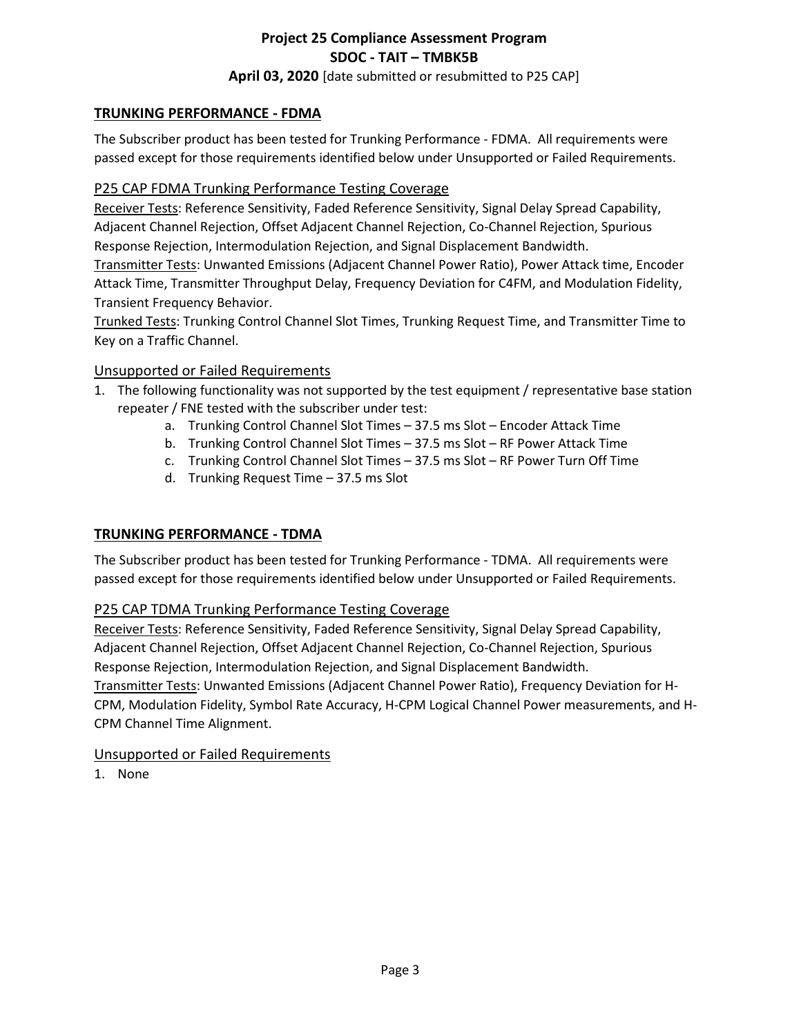## TRUNKING PERFORMANCE - FDMA

The Subscriber product has been tested for Trunking Performance - FDMA. All requirements were passed except for those requirements identified below under Unsupported or Failed Requirements.

### P25 CAP FDMA Trunking Performance Testing Coverage

Receiver Tests: Reference Sensitivity, Faded Reference Sensitivity, Signal Delay Spread Capability, Adjacent Channel Rejection, Offset Adjacent Channel Rejection, Co-Channel Rejection, Spurious Response Rejection, Intermodulation Rejection, and Signal Displacement Bandwidth.
Transmitter Tests: Unwanted Emissions (Adjacent Channel Power Ratio), Power Attack time, Encoder Attack Time, Transmitter Throughput Delay, Frequency Deviation for C4FM, and Modulation Fidelity, Transient Frequency Behavior.
Trunked Tests: Trunking Control Channel Slot Times, Trunking Request Time, and Transmitter Time to Key on a Traffic Channel.

### Unsupported or Failed Requirements

1. The following functionality was not supported by the test equipment / representative base station repeater / FNE tested with the subscriber under test:
    a. Trunking Control Channel Slot Times – 37.5 ms Slot – Encoder Attack Time
    b. Trunking Control Channel Slot Times – 37.5 ms Slot – RF Power Attack Time
    c. Trunking Control Channel Slot Times – 37.5 ms Slot – RF Power Turn Off Time
    d. Trunking Request Time – 37.5 ms Slot

## TRUNKING PERFORMANCE - TDMA

The Subscriber product has been tested for Trunking Performance - TDMA. All requirements were passed except for those requirements identified below under Unsupported or Failed Requirements.

### P25 CAP TDMA Trunking Performance Testing Coverage

Receiver Tests: Reference Sensitivity, Faded Reference Sensitivity, Signal Delay Spread Capability, Adjacent Channel Rejection, Offset Adjacent Channel Rejection, Co-Channel Rejection, Spurious Response Rejection, Intermodulation Rejection, and Signal Displacement Bandwidth.
Transmitter Tests: Unwanted Emissions (Adjacent Channel Power Ratio), Frequency Deviation for H-CPM, Modulation Fidelity, Symbol Rate Accuracy, H-CPM Logical Channel Power measurements, and H-CPM Channel Time Alignment.

### Unsupported or Failed Requirements

1. None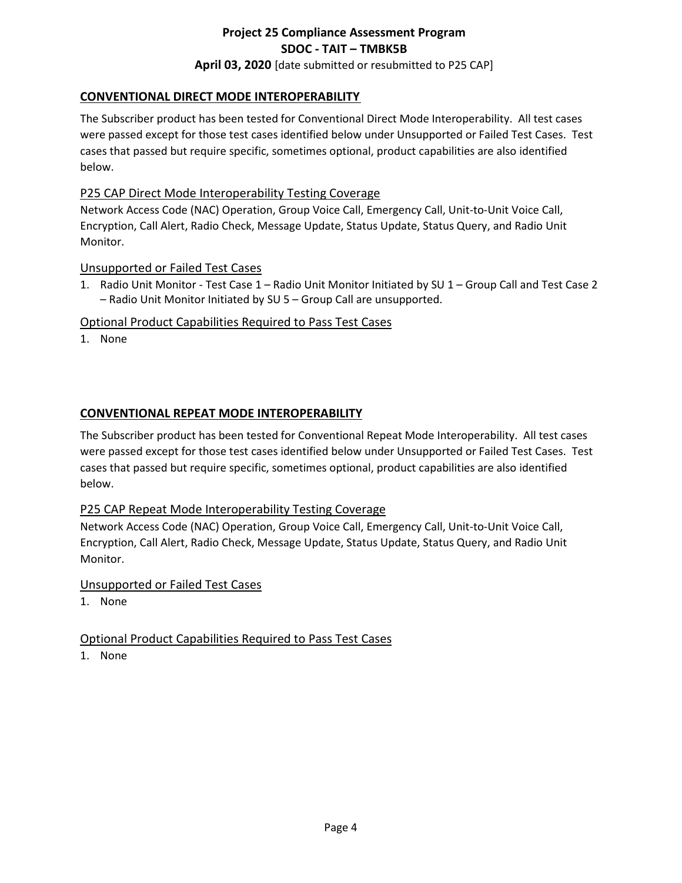## CONVENTIONAL DIRECT MODE INTEROPERABILITY

The Subscriber product has been tested for Conventional Direct Mode Interoperability. All test cases were passed except for those test cases identified below under Unsupported or Failed Test Cases. Test cases that passed but require specific, sometimes optional, product capabilities are also identified below.

### P25 CAP Direct Mode Interoperability Testing Coverage

Network Access Code (NAC) Operation, Group Voice Call, Emergency Call, Unit-to-Unit Voice Call, Encryption, Call Alert, Radio Check, Message Update, Status Update, Status Query, and Radio Unit Monitor.

### Unsupported or Failed Test Cases

1. Radio Unit Monitor - Test Case 1 – Radio Unit Monitor Initiated by SU 1 – Group Call and Test Case 2 – Radio Unit Monitor Initiated by SU 5 – Group Call are unsupported.

### Optional Product Capabilities Required to Pass Test Cases

1. None

## CONVENTIONAL REPEAT MODE INTEROPERABILITY

The Subscriber product has been tested for Conventional Repeat Mode Interoperability. All test cases were passed except for those test cases identified below under Unsupported or Failed Test Cases. Test cases that passed but require specific, sometimes optional, product capabilities are also identified below.

### P25 CAP Repeat Mode Interoperability Testing Coverage

Network Access Code (NAC) Operation, Group Voice Call, Emergency Call, Unit-to-Unit Voice Call, Encryption, Call Alert, Radio Check, Message Update, Status Update, Status Query, and Radio Unit Monitor.

### Unsupported or Failed Test Cases

1. None

### Optional Product Capabilities Required to Pass Test Cases

1. None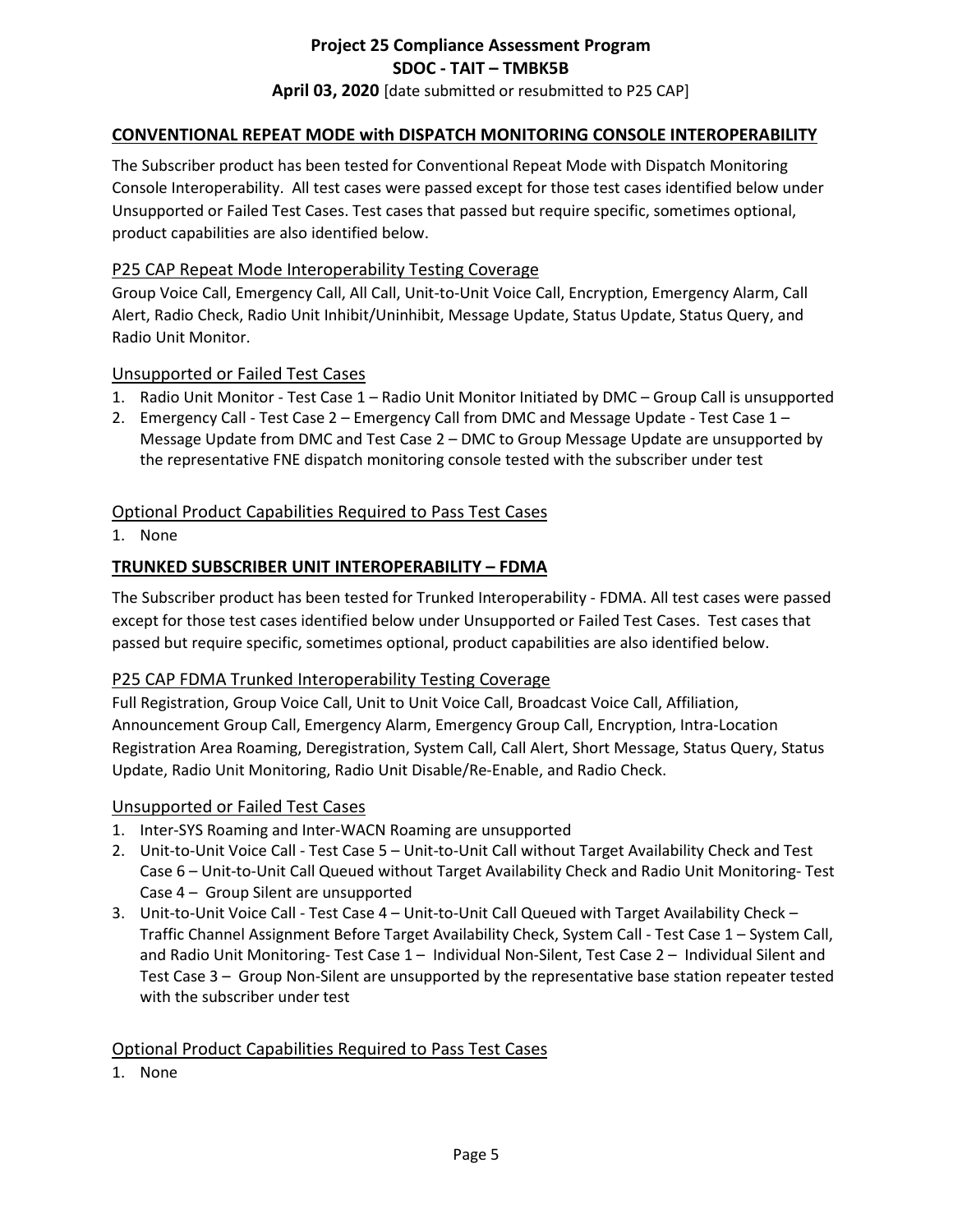## CONVENTIONAL REPEAT MODE with DISPATCH MONITORING CONSOLE INTEROPERABILITY

The Subscriber product has been tested for Conventional Repeat Mode with Dispatch Monitoring Console Interoperability. All test cases were passed except for those test cases identified below under Unsupported or Failed Test Cases. Test cases that passed but require specific, sometimes optional, product capabilities are also identified below.

### P25 CAP Repeat Mode Interoperability Testing Coverage

Group Voice Call, Emergency Call, All Call, Unit-to-Unit Voice Call, Encryption, Emergency Alarm, Call Alert, Radio Check, Radio Unit Inhibit/Uninhibit, Message Update, Status Update, Status Query, and Radio Unit Monitor.

### Unsupported or Failed Test Cases

1. Radio Unit Monitor - Test Case 1 – Radio Unit Monitor Initiated by DMC – Group Call is unsupported
2. Emergency Call - Test Case 2 – Emergency Call from DMC and Message Update - Test Case 1 – Message Update from DMC and Test Case 2 – DMC to Group Message Update are unsupported by the representative FNE dispatch monitoring console tested with the subscriber under test

### Optional Product Capabilities Required to Pass Test Cases

1. None

## TRUNKED SUBSCRIBER UNIT INTEROPERABILITY – FDMA

The Subscriber product has been tested for Trunked Interoperability - FDMA. All test cases were passed except for those test cases identified below under Unsupported or Failed Test Cases. Test cases that passed but require specific, sometimes optional, product capabilities are also identified below.

### P25 CAP FDMA Trunked Interoperability Testing Coverage

Full Registration, Group Voice Call, Unit to Unit Voice Call, Broadcast Voice Call, Affiliation, Announcement Group Call, Emergency Alarm, Emergency Group Call, Encryption, Intra-Location Registration Area Roaming, Deregistration, System Call, Call Alert, Short Message, Status Query, Status Update, Radio Unit Monitoring, Radio Unit Disable/Re-Enable, and Radio Check.

### Unsupported or Failed Test Cases

1. Inter-SYS Roaming and Inter-WACN Roaming are unsupported
2. Unit-to-Unit Voice Call - Test Case 5 – Unit-to-Unit Call without Target Availability Check and Test Case 6 – Unit-to-Unit Call Queued without Target Availability Check and Radio Unit Monitoring- Test Case 4 – Group Silent are unsupported
3. Unit-to-Unit Voice Call - Test Case 4 – Unit-to-Unit Call Queued with Target Availability Check – Traffic Channel Assignment Before Target Availability Check, System Call - Test Case 1 – System Call, and Radio Unit Monitoring- Test Case 1 – Individual Non-Silent, Test Case 2 – Individual Silent and Test Case 3 – Group Non-Silent are unsupported by the representative base station repeater tested with the subscriber under test

### Optional Product Capabilities Required to Pass Test Cases

1. None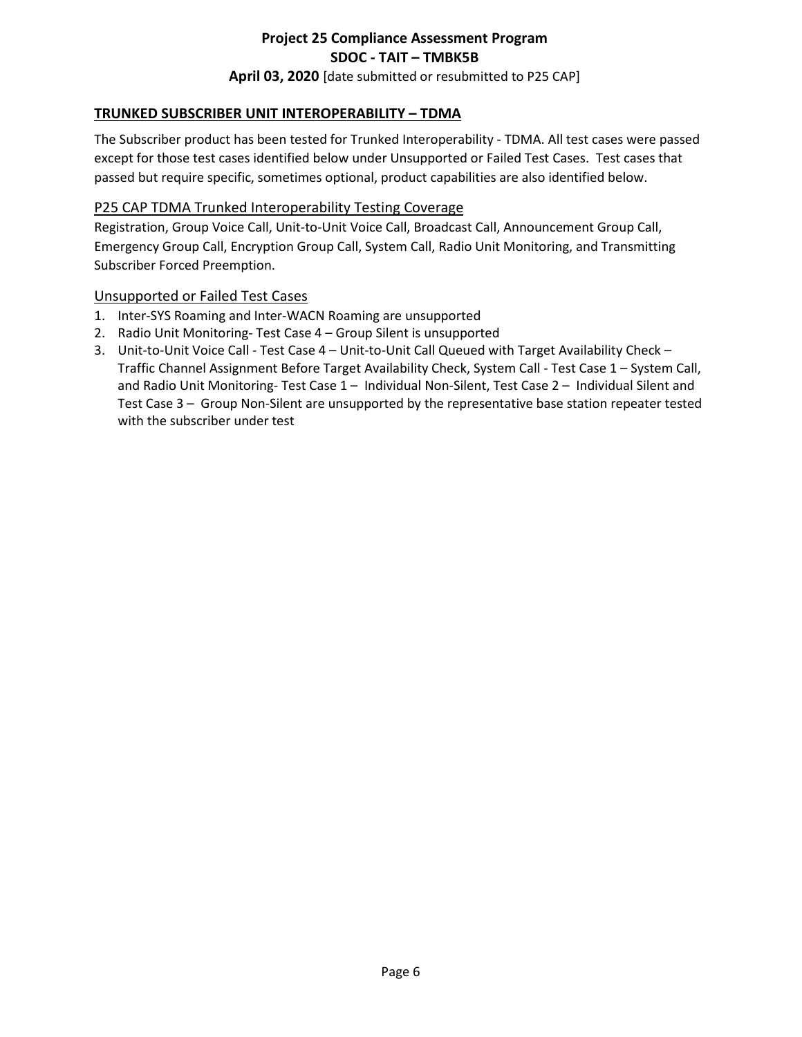## TRUNKED SUBSCRIBER UNIT INTEROPERABILITY – TDMA

The Subscriber product has been tested for Trunked Interoperability - TDMA. All test cases were passed except for those test cases identified below under Unsupported or Failed Test Cases. Test cases that passed but require specific, sometimes optional, product capabilities are also identified below.

### P25 CAP TDMA Trunked Interoperability Testing Coverage

Registration, Group Voice Call, Unit-to-Unit Voice Call, Broadcast Call, Announcement Group Call, Emergency Group Call, Encryption Group Call, System Call, Radio Unit Monitoring, and Transmitting Subscriber Forced Preemption.

### Unsupported or Failed Test Cases

1. Inter-SYS Roaming and Inter-WACN Roaming are unsupported
2. Radio Unit Monitoring- Test Case 4 – Group Silent is unsupported
3. Unit-to-Unit Voice Call - Test Case 4 – Unit-to-Unit Call Queued with Target Availability Check – Traffic Channel Assignment Before Target Availability Check, System Call - Test Case 1 – System Call, and Radio Unit Monitoring- Test Case 1 – Individual Non-Silent, Test Case 2 – Individual Silent and Test Case 3 – Group Non-Silent are unsupported by the representative base station repeater tested with the subscriber under test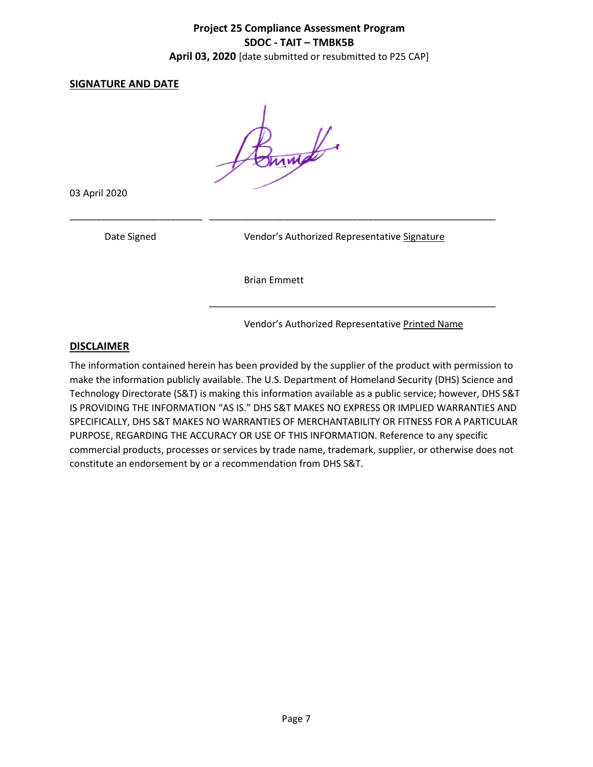**Project 25 Compliance Assessment Program**
**SDOC - TAIT – TMBK5B**
**April 03, 2020** [date submitted or resubmitted to P25 CAP]

## SIGNATURE AND DATE

03 April 2020

_________________________ _______________________________________________________

Date Signed — Vendor's Authorized Representative Signature

Brian Emmett

_______________________________________________________

Vendor's Authorized Representative Printed Name

## DISCLAIMER

The information contained herein has been provided by the supplier of the product with permission to make the information publicly available. The U.S. Department of Homeland Security (DHS) Science and Technology Directorate (S&T) is making this information available as a public service; however, DHS S&T IS PROVIDING THE INFORMATION "AS IS." DHS S&T MAKES NO EXPRESS OR IMPLIED WARRANTIES AND SPECIFICALLY, DHS S&T MAKES NO WARRANTIES OF MERCHANTABILITY OR FITNESS FOR A PARTICULAR PURPOSE, REGARDING THE ACCURACY OR USE OF THIS INFORMATION. Reference to any specific commercial products, processes or services by trade name, trademark, supplier, or otherwise does not constitute an endorsement by or a recommendation from DHS S&T.